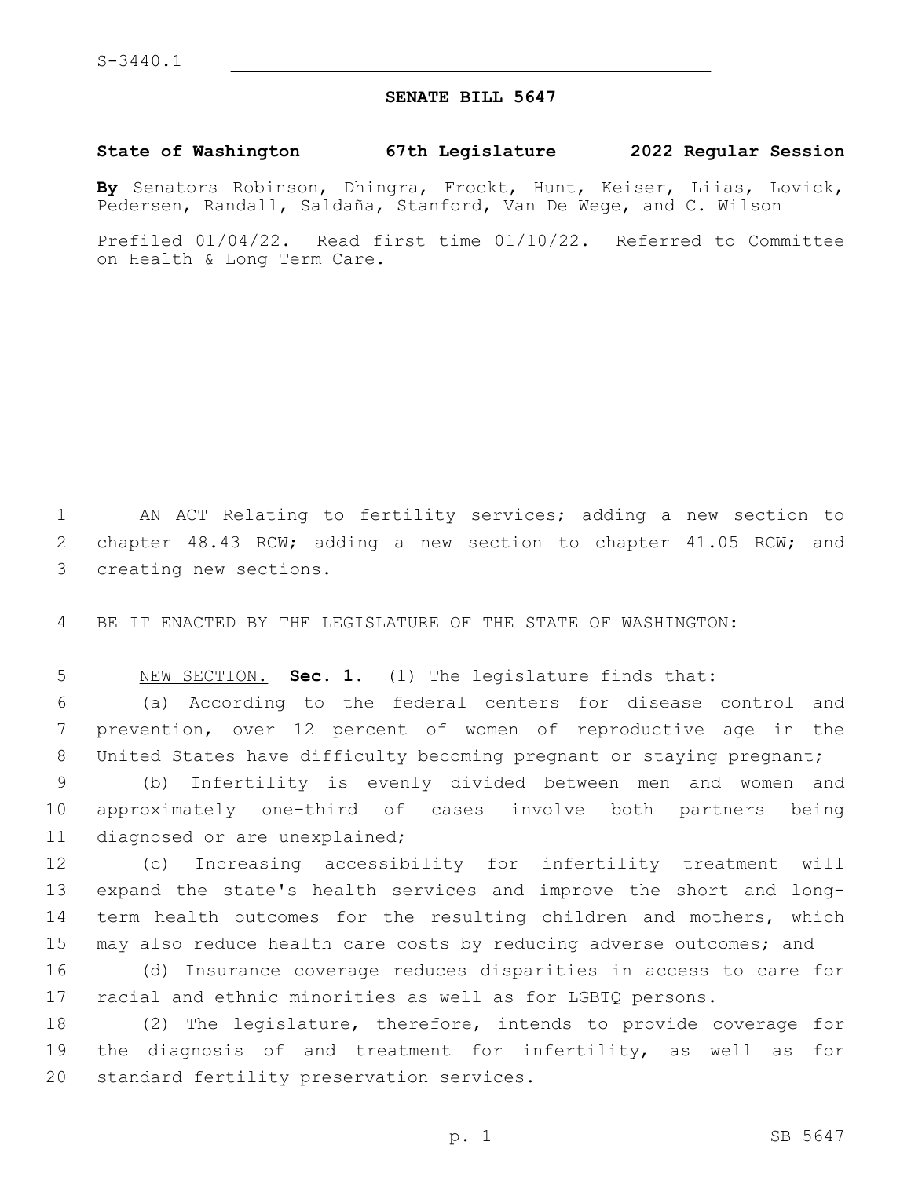S-3440.1

# SENATE BILL 5647

**State of Washington 67th Legislature 2022 Regular Session**

**By** Senators Robinson, Dhingra, Frockt, Hunt, Keiser, Liias, Lovick, Pedersen, Randall, Saldaña, Stanford, Van De Wege, and C. Wilson

Prefiled 01/04/22. Read first time 01/10/22. Referred to Committee on Health & Long Term Care.

AN ACT Relating to fertility services; adding a new section to chapter 48.43 RCW; adding a new section to chapter 41.05 RCW; and creating new sections.

BE IT ENACTED BY THE LEGISLATURE OF THE STATE OF WASHINGTON:

NEW SECTION. **Sec. 1.** (1) The legislature finds that:

(a) According to the federal centers for disease control and prevention, over 12 percent of women of reproductive age in the United States have difficulty becoming pregnant or staying pregnant;

(b) Infertility is evenly divided between men and women and approximately one-third of cases involve both partners being diagnosed or are unexplained;

(c) Increasing accessibility for infertility treatment will expand the state's health services and improve the short and long-term health outcomes for the resulting children and mothers, which may also reduce health care costs by reducing adverse outcomes; and

(d) Insurance coverage reduces disparities in access to care for racial and ethnic minorities as well as for LGBTQ persons.

(2) The legislature, therefore, intends to provide coverage for the diagnosis of and treatment for infertility, as well as for standard fertility preservation services.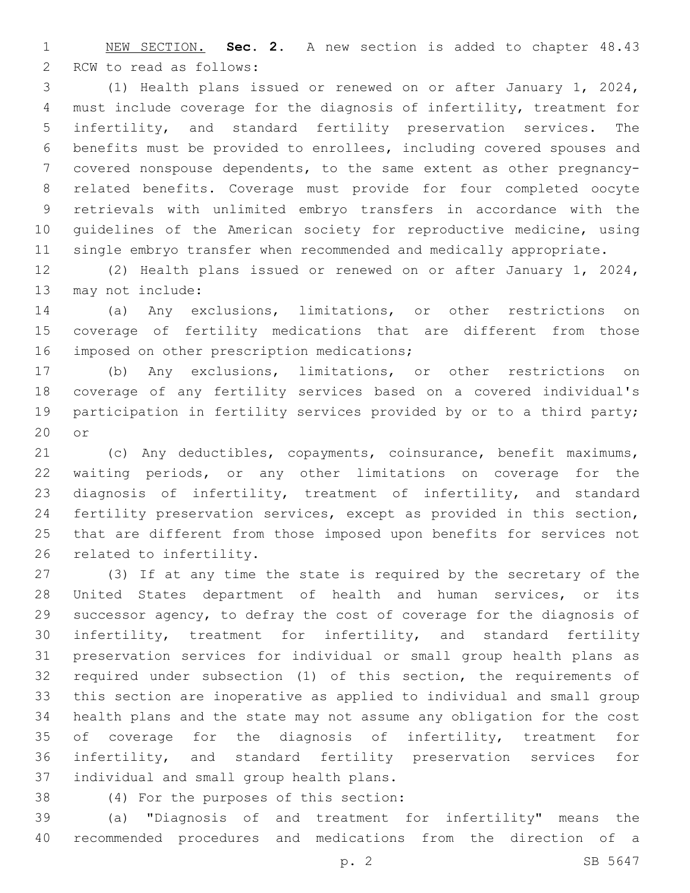NEW SECTION. **Sec. 2.** A new section is added to chapter 48.43 RCW to read as follows:

(1) Health plans issued or renewed on or after January 1, 2024, must include coverage for the diagnosis of infertility, treatment for infertility, and standard fertility preservation services. The benefits must be provided to enrollees, including covered spouses and covered nonspouse dependents, to the same extent as other pregnancy-related benefits. Coverage must provide for four completed oocyte retrievals with unlimited embryo transfers in accordance with the guidelines of the American society for reproductive medicine, using single embryo transfer when recommended and medically appropriate.

(2) Health plans issued or renewed on or after January 1, 2024, may not include:

(a) Any exclusions, limitations, or other restrictions on coverage of fertility medications that are different from those imposed on other prescription medications;

(b) Any exclusions, limitations, or other restrictions on coverage of any fertility services based on a covered individual's participation in fertility services provided by or to a third party; or

(c) Any deductibles, copayments, coinsurance, benefit maximums, waiting periods, or any other limitations on coverage for the diagnosis of infertility, treatment of infertility, and standard fertility preservation services, except as provided in this section, that are different from those imposed upon benefits for services not related to infertility.

(3) If at any time the state is required by the secretary of the United States department of health and human services, or its successor agency, to defray the cost of coverage for the diagnosis of infertility, treatment for infertility, and standard fertility preservation services for individual or small group health plans as required under subsection (1) of this section, the requirements of this section are inoperative as applied to individual and small group health plans and the state may not assume any obligation for the cost of coverage for the diagnosis of infertility, treatment for infertility, and standard fertility preservation services for individual and small group health plans.

(4) For the purposes of this section:

(a) "Diagnosis of and treatment for infertility" means the recommended procedures and medications from the direction of a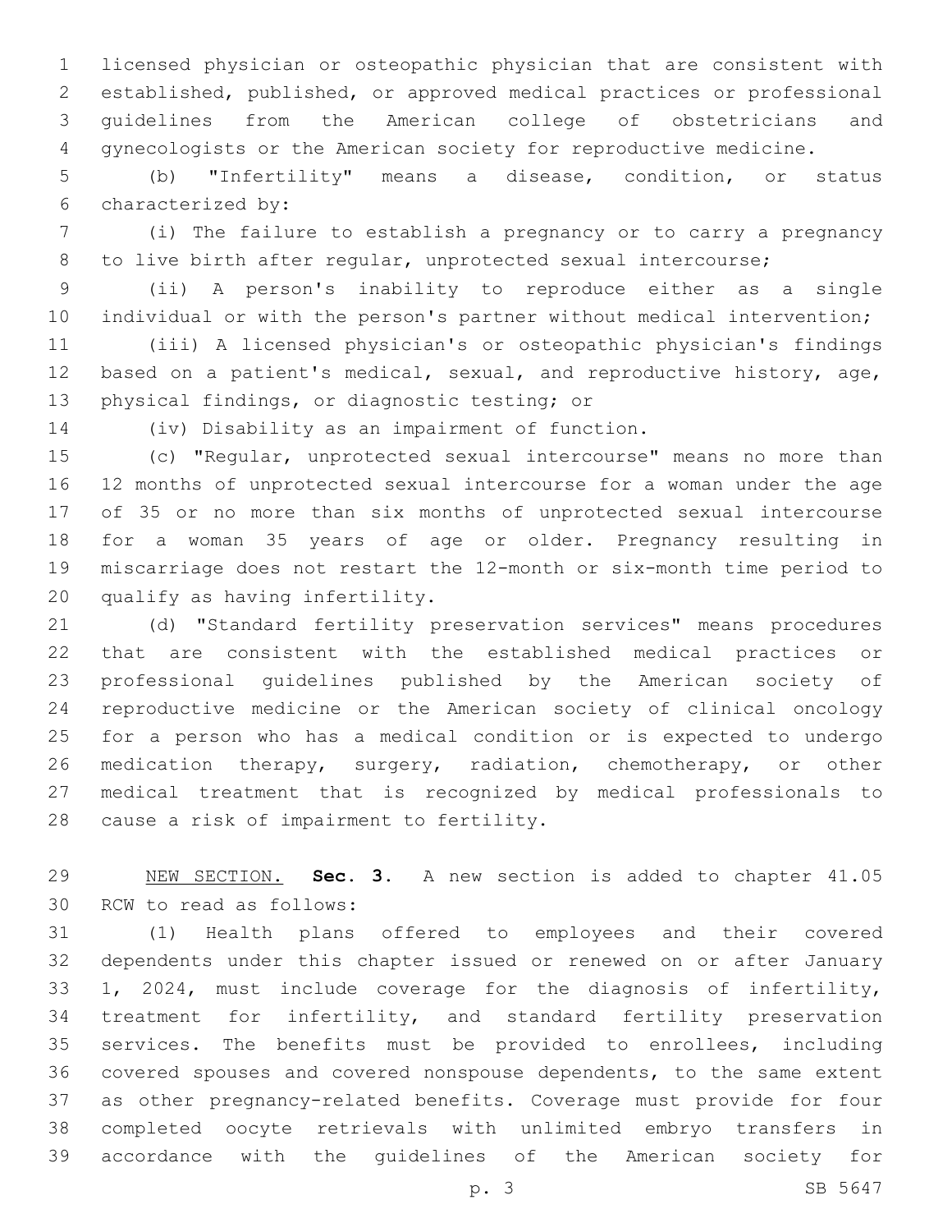licensed physician or osteopathic physician that are consistent with established, published, or approved medical practices or professional guidelines from the American college of obstetricians and gynecologists or the American society for reproductive medicine.

(b) "Infertility" means a disease, condition, or status characterized by:

(i) The failure to establish a pregnancy or to carry a pregnancy to live birth after regular, unprotected sexual intercourse;

(ii) A person's inability to reproduce either as a single individual or with the person's partner without medical intervention;

(iii) A licensed physician's or osteopathic physician's findings based on a patient's medical, sexual, and reproductive history, age, physical findings, or diagnostic testing; or

(iv) Disability as an impairment of function.

(c) "Regular, unprotected sexual intercourse" means no more than 12 months of unprotected sexual intercourse for a woman under the age of 35 or no more than six months of unprotected sexual intercourse for a woman 35 years of age or older. Pregnancy resulting in miscarriage does not restart the 12-month or six-month time period to qualify as having infertility.

(d) "Standard fertility preservation services" means procedures that are consistent with the established medical practices or professional guidelines published by the American society of reproductive medicine or the American society of clinical oncology for a person who has a medical condition or is expected to undergo medication therapy, surgery, radiation, chemotherapy, or other medical treatment that is recognized by medical professionals to cause a risk of impairment to fertility.

NEW SECTION. **Sec. 3.** A new section is added to chapter 41.05 RCW to read as follows:

(1) Health plans offered to employees and their covered dependents under this chapter issued or renewed on or after January 1, 2024, must include coverage for the diagnosis of infertility, treatment for infertility, and standard fertility preservation services. The benefits must be provided to enrollees, including covered spouses and covered nonspouse dependents, to the same extent as other pregnancy-related benefits. Coverage must provide for four completed oocyte retrievals with unlimited embryo transfers in accordance with the guidelines of the American society for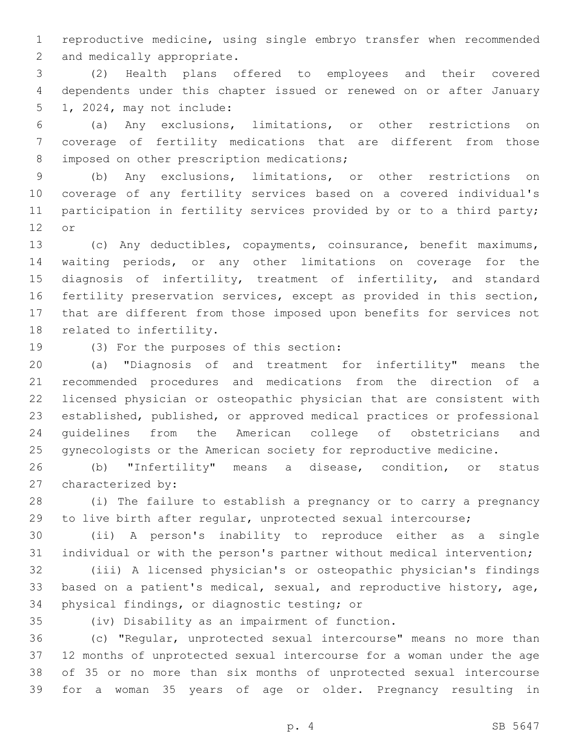reproductive medicine, using single embryo transfer when recommended and medically appropriate.

(2) Health plans offered to employees and their covered dependents under this chapter issued or renewed on or after January 1, 2024, may not include:

(a) Any exclusions, limitations, or other restrictions on coverage of fertility medications that are different from those imposed on other prescription medications;

(b) Any exclusions, limitations, or other restrictions on coverage of any fertility services based on a covered individual's participation in fertility services provided by or to a third party; or

(c) Any deductibles, copayments, coinsurance, benefit maximums, waiting periods, or any other limitations on coverage for the diagnosis of infertility, treatment of infertility, and standard fertility preservation services, except as provided in this section, that are different from those imposed upon benefits for services not related to infertility.

(3) For the purposes of this section:

(a) "Diagnosis of and treatment for infertility" means the recommended procedures and medications from the direction of a licensed physician or osteopathic physician that are consistent with established, published, or approved medical practices or professional guidelines from the American college of obstetricians and gynecologists or the American society for reproductive medicine.

(b) "Infertility" means a disease, condition, or status characterized by:

(i) The failure to establish a pregnancy or to carry a pregnancy to live birth after regular, unprotected sexual intercourse;

(ii) A person's inability to reproduce either as a single individual or with the person's partner without medical intervention;

(iii) A licensed physician's or osteopathic physician's findings based on a patient's medical, sexual, and reproductive history, age, physical findings, or diagnostic testing; or

(iv) Disability as an impairment of function.

(c) "Regular, unprotected sexual intercourse" means no more than 12 months of unprotected sexual intercourse for a woman under the age of 35 or no more than six months of unprotected sexual intercourse for a woman 35 years of age or older. Pregnancy resulting in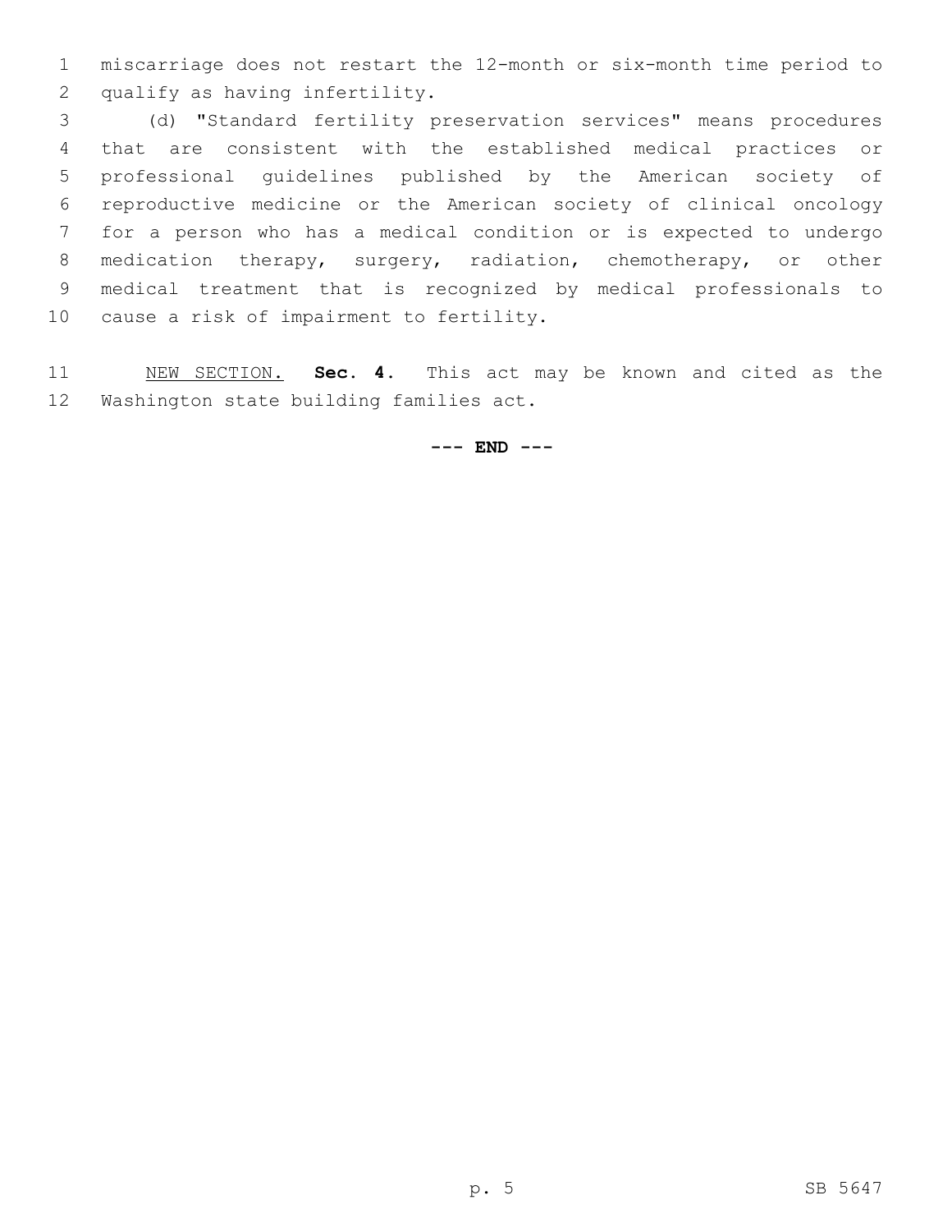miscarriage does not restart the 12-month or six-month time period to qualify as having infertility.

(d) "Standard fertility preservation services" means procedures that are consistent with the established medical practices or professional guidelines published by the American society of reproductive medicine or the American society of clinical oncology for a person who has a medical condition or is expected to undergo medication therapy, surgery, radiation, chemotherapy, or other medical treatment that is recognized by medical professionals to cause a risk of impairment to fertility.

NEW SECTION. **Sec. 4.** This act may be known and cited as the Washington state building families act.

**--- END ---**